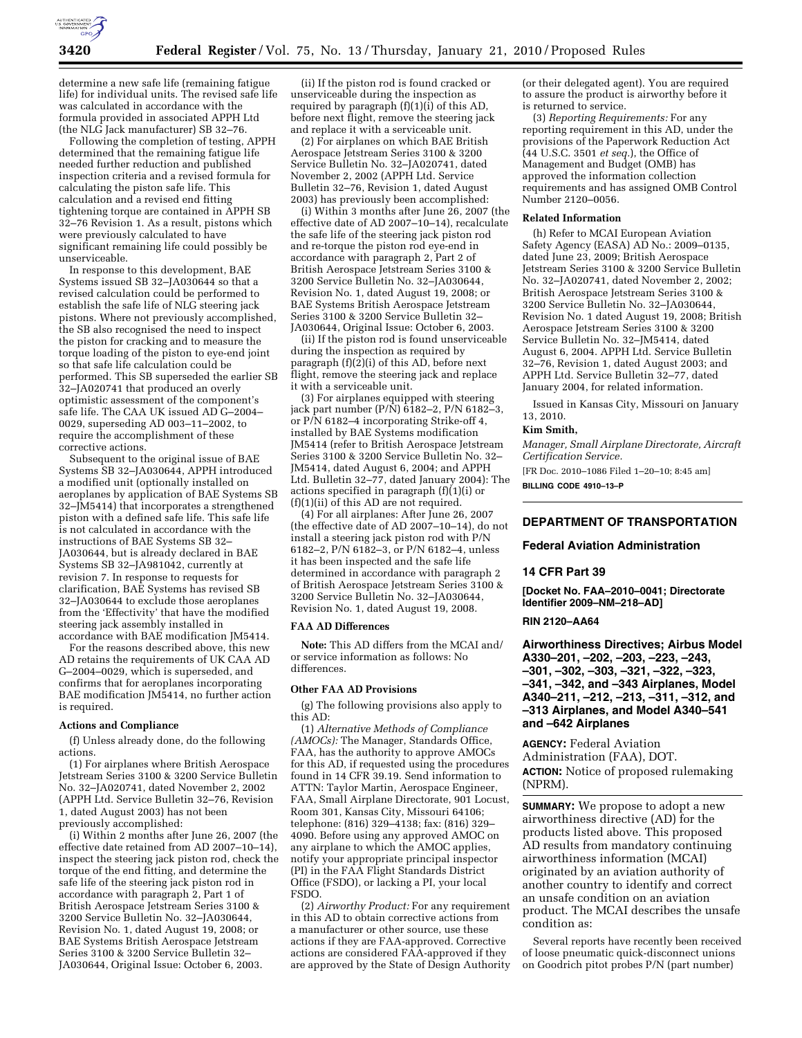determine a new safe life (remaining fatigue life) for individual units. The revised safe life was calculated in accordance with the formula provided in associated APPH Ltd (the NLG Jack manufacturer) SB 32–76.

Following the completion of testing, APPH determined that the remaining fatigue life needed further reduction and published inspection criteria and a revised formula for calculating the piston safe life. This calculation and a revised end fitting tightening torque are contained in APPH SB 32–76 Revision 1. As a result, pistons which were previously calculated to have significant remaining life could possibly be unserviceable.

In response to this development, BAE Systems issued SB 32–JA030644 so that a revised calculation could be performed to establish the safe life of NLG steering jack pistons. Where not previously accomplished, the SB also recognised the need to inspect the piston for cracking and to measure the torque loading of the piston to eye-end joint so that safe life calculation could be performed. This SB superseded the earlier SB 32–JA020741 that produced an overly optimistic assessment of the component's safe life. The CAA UK issued AD G–2004–0029, superseding AD 003–11–2002, to require the accomplishment of these corrective actions.

Subsequent to the original issue of BAE Systems SB 32–JA030644, APPH introduced a modified unit (optionally installed on aeroplanes by application of BAE Systems SB 32–JM5414) that incorporates a strengthened piston with a defined safe life. This safe life is not calculated in accordance with the instructions of BAE Systems SB 32–JA030644, but is already declared in BAE Systems SB 32–JA981042, currently at revision 7. In response to requests for clarification, BAE Systems has revised SB 32–JA030644 to exclude those aeroplanes from the 'Effectivity' that have the modified steering jack assembly installed in accordance with BAE modification JM5414.

For the reasons described above, this new AD retains the requirements of UK CAA AD G–2004–0029, which is superseded, and confirms that for aeroplanes incorporating BAE modification JM5414, no further action is required.

**Actions and Compliance**

(f) Unless already done, do the following actions.

(1) For airplanes where British Aerospace Jetstream Series 3100 & 3200 Service Bulletin No. 32–JA020741, dated November 2, 2002 (APPH Ltd. Service Bulletin 32–76, Revision 1, dated August 2003) has not been previously accomplished:

(i) Within 2 months after June 26, 2007 (the effective date retained from AD 2007–10–14), inspect the steering jack piston rod, check the torque of the end fitting, and determine the safe life of the steering jack piston rod in accordance with paragraph 2, Part 1 of British Aerospace Jetstream Series 3100 & 3200 Service Bulletin No. 32–JA030644, Revision No. 1, dated August 19, 2008; or BAE Systems British Aerospace Jetstream Series 3100 & 3200 Service Bulletin 32–JA030644, Original Issue: October 6, 2003.

(ii) If the piston rod is found cracked or unserviceable during the inspection as required by paragraph (f)(1)(i) of this AD, before next flight, remove the steering jack and replace it with a serviceable unit.

(2) For airplanes on which BAE British Aerospace Jetstream Series 3100 & 3200 Service Bulletin No. 32–JA020741, dated November 2, 2002 (APPH Ltd. Service Bulletin 32–76, Revision 1, dated August 2003) has previously been accomplished:

(i) Within 3 months after June 26, 2007 (the effective date of AD 2007–10–14), recalculate the safe life of the steering jack piston rod and re-torque the piston rod eye-end in accordance with paragraph 2, Part 2 of British Aerospace Jetstream Series 3100 & 3200 Service Bulletin No. 32–JA030644, Revision No. 1, dated August 19, 2008; or BAE Systems British Aerospace Jetstream Series 3100 & 3200 Service Bulletin 32–JA030644, Original Issue: October 6, 2003.

(ii) If the piston rod is found unserviceable during the inspection as required by paragraph (f)(2)(i) of this AD, before next flight, remove the steering jack and replace it with a serviceable unit.

(3) For airplanes equipped with steering jack part number (P/N) 6182–2, P/N 6182–3, or P/N 6182–4 incorporating Strike-off 4, installed by BAE Systems modification JM5414 (refer to British Aerospace Jetstream Series 3100 & 3200 Service Bulletin No. 32–JM5414, dated August 6, 2004; and APPH Ltd. Bulletin 32–77, dated January 2004): The actions specified in paragraph (f)(1)(i) or (f)(1)(ii) of this AD are not required.

(4) For all airplanes: After June 26, 2007 (the effective date of AD 2007–10–14), do not install a steering jack piston rod with P/N 6182–2, P/N 6182–3, or P/N 6182–4, unless it has been inspected and the safe life determined in accordance with paragraph 2 of British Aerospace Jetstream Series 3100 & 3200 Service Bulletin No. 32–JA030644, Revision No. 1, dated August 19, 2008.

**FAA AD Differences**

**Note:** This AD differs from the MCAI and/or service information as follows: No differences.

**Other FAA AD Provisions**

(g) The following provisions also apply to this AD:

(1) *Alternative Methods of Compliance (AMOCs):* The Manager, Standards Office, FAA, has the authority to approve AMOCs for this AD, if requested using the procedures found in 14 CFR 39.19. Send information to ATTN: Taylor Martin, Aerospace Engineer, FAA, Small Airplane Directorate, 901 Locust, Room 301, Kansas City, Missouri 64106; telephone: (816) 329–4138; fax: (816) 329–4090. Before using any approved AMOC on any airplane to which the AMOC applies, notify your appropriate principal inspector (PI) in the FAA Flight Standards District Office (FSDO), or lacking a PI, your local FSDO.

(2) *Airworthy Product:* For any requirement in this AD to obtain corrective actions from a manufacturer or other source, use these actions if they are FAA-approved. Corrective actions are considered FAA-approved if they are approved by the State of Design Authority (or their delegated agent). You are required to assure the product is airworthy before it is returned to service.

(3) *Reporting Requirements:* For any reporting requirement in this AD, under the provisions of the Paperwork Reduction Act (44 U.S.C. 3501 *et seq.*), the Office of Management and Budget (OMB) has approved the information collection requirements and has assigned OMB Control Number 2120–0056.

**Related Information**

(h) Refer to MCAI European Aviation Safety Agency (EASA) AD No.: 2009–0135, dated June 23, 2009; British Aerospace Jetstream Series 3100 & 3200 Service Bulletin No. 32–JA020741, dated November 2, 2002; British Aerospace Jetstream Series 3100 & 3200 Service Bulletin No. 32–JA030644, Revision No. 1 dated August 19, 2008; British Aerospace Jetstream Series 3100 & 3200 Service Bulletin No. 32–JM5414, dated August 6, 2004. APPH Ltd. Service Bulletin 32–76, Revision 1, dated August 2003; and APPH Ltd. Service Bulletin 32–77, dated January 2004, for related information.

Issued in Kansas City, Missouri on January 13, 2010.

**Kim Smith,**

*Manager, Small Airplane Directorate, Aircraft Certification Service.*

[FR Doc. 2010–1086 Filed 1–20–10; 8:45 am]

**BILLING CODE 4910–13–P**

---

## DEPARTMENT OF TRANSPORTATION

### Federal Aviation Administration

### 14 CFR Part 39

**[Docket No. FAA–2010–0041; Directorate Identifier 2009–NM–218–AD]**

**RIN 2120–AA64**

### Airworthiness Directives; Airbus Model A330–201, –202, –203, –223, –243, –301, –302, –303, –321, –322, –323, –341, –342, and –343 Airplanes, Model A340–211, –212, –213, –311, –312, and –313 Airplanes, and Model A340–541 and –642 Airplanes

**AGENCY:** Federal Aviation Administration (FAA), DOT.

**ACTION:** Notice of proposed rulemaking (NPRM).

**SUMMARY:** We propose to adopt a new airworthiness directive (AD) for the products listed above. This proposed AD results from mandatory continuing airworthiness information (MCAI) originated by an aviation authority of another country to identify and correct an unsafe condition on an aviation product. The MCAI describes the unsafe condition as:

Several reports have recently been received of loose pneumatic quick-disconnect unions on Goodrich pitot probes P/N (part number)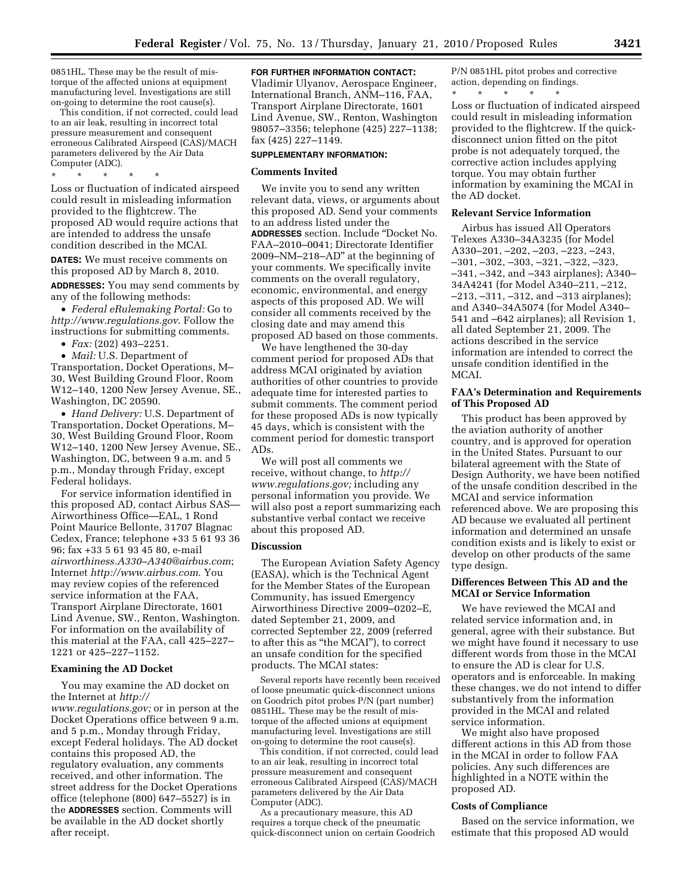0851HL. These may be the result of mis-torque of the affected unions at equipment manufacturing level. Investigations are still on-going to determine the root cause(s).

This condition, if not corrected, could lead to an air leak, resulting in incorrect total pressure measurement and consequent erroneous Calibrated Airspeed (CAS)/MACH parameters delivered by the Air Data Computer (ADC).

\* \* \* \* \*

Loss or fluctuation of indicated airspeed could result in misleading information provided to the flightcrew. The proposed AD would require actions that are intended to address the unsafe condition described in the MCAI.

**DATES:** We must receive comments on this proposed AD by March 8, 2010.

**ADDRESSES:** You may send comments by any of the following methods:

- *Federal eRulemaking Portal:* Go to *http://www.regulations.gov*. Follow the instructions for submitting comments.
- *Fax:* (202) 493–2251.
- *Mail:* U.S. Department of Transportation, Docket Operations, M–30, West Building Ground Floor, Room W12–140, 1200 New Jersey Avenue, SE., Washington, DC 20590.
- *Hand Delivery:* U.S. Department of Transportation, Docket Operations, M–30, West Building Ground Floor, Room W12–140, 1200 New Jersey Avenue, SE., Washington, DC, between 9 a.m. and 5 p.m., Monday through Friday, except Federal holidays.

For service information identified in this proposed AD, contact Airbus SAS—Airworthiness Office—EAL, 1 Rond Point Maurice Bellonte, 31707 Blagnac Cedex, France; telephone +33 5 61 93 36 96; fax +33 5 61 93 45 80, e-mail *airworthiness.A330–A340@airbus.com*; Internet *http://www.airbus.com*. You may review copies of the referenced service information at the FAA, Transport Airplane Directorate, 1601 Lind Avenue, SW., Renton, Washington. For information on the availability of this material at the FAA, call 425–227–1221 or 425–227–1152.

## Examining the AD Docket

You may examine the AD docket on the Internet at *http://www.regulations.gov;* or in person at the Docket Operations office between 9 a.m. and 5 p.m., Monday through Friday, except Federal holidays. The AD docket contains this proposed AD, the regulatory evaluation, any comments received, and other information. The street address for the Docket Operations office (telephone (800) 647–5527) is in the **ADDRESSES** section. Comments will be available in the AD docket shortly after receipt.

**FOR FURTHER INFORMATION CONTACT:** Vladimir Ulyanov, Aerospace Engineer, International Branch, ANM–116, FAA, Transport Airplane Directorate, 1601 Lind Avenue, SW., Renton, Washington 98057–3356; telephone (425) 227–1138; fax (425) 227–1149.

**SUPPLEMENTARY INFORMATION:**

## Comments Invited

We invite you to send any written relevant data, views, or arguments about this proposed AD. Send your comments to an address listed under the **ADDRESSES** section. Include "Docket No. FAA–2010–0041; Directorate Identifier 2009–NM–218–AD" at the beginning of your comments. We specifically invite comments on the overall regulatory, economic, environmental, and energy aspects of this proposed AD. We will consider all comments received by the closing date and may amend this proposed AD based on those comments.

We have lengthened the 30-day comment period for proposed ADs that address MCAI originated by aviation authorities of other countries to provide adequate time for interested parties to submit comments. The comment period for these proposed ADs is now typically 45 days, which is consistent with the comment period for domestic transport ADs.

We will post all comments we receive, without change, to *http://www.regulations.gov;* including any personal information you provide. We will also post a report summarizing each substantive verbal contact we receive about this proposed AD.

## Discussion

The European Aviation Safety Agency (EASA), which is the Technical Agent for the Member States of the European Community, has issued Emergency Airworthiness Directive 2009–0202–E, dated September 21, 2009, and corrected September 22, 2009 (referred to after this as "the MCAI"), to correct an unsafe condition for the specified products. The MCAI states:

> Several reports have recently been received of loose pneumatic quick-disconnect unions on Goodrich pitot probes P/N (part number) 0851HL. These may be the result of mis-torque of the affected unions at equipment manufacturing level. Investigations are still on-going to determine the root cause(s).
>
> This condition, if not corrected, could lead to an air leak, resulting in incorrect total pressure measurement and consequent erroneous Calibrated Airspeed (CAS)/MACH parameters delivered by the Air Data Computer (ADC).
>
> As a precautionary measure, this AD requires a torque check of the pneumatic quick-disconnect union on certain Goodrich P/N 0851HL pitot probes and corrective action, depending on findings.
>
> \* \* \* \* \*

Loss or fluctuation of indicated airspeed could result in misleading information provided to the flightcrew. If the quick-disconnect union fitted on the pitot probe is not adequately torqued, the corrective action includes applying torque. You may obtain further information by examining the MCAI in the AD docket.

## Relevant Service Information

Airbus has issued All Operators Telexes A330–34A3235 (for Model A330–201, –202, –203, –223, –243, –301, –302, –303, –321, –322, –323, –341, –342, and –343 airplanes); A340–34A4241 (for Model A340–211, –212, –213, –311, –312, and –313 airplanes); and A340–34A5074 (for Model A340–541 and –642 airplanes); all Revision 1, all dated September 21, 2009. The actions described in the service information are intended to correct the unsafe condition identified in the MCAI.

## FAA's Determination and Requirements of This Proposed AD

This product has been approved by the aviation authority of another country, and is approved for operation in the United States. Pursuant to our bilateral agreement with the State of Design Authority, we have been notified of the unsafe condition described in the MCAI and service information referenced above. We are proposing this AD because we evaluated all pertinent information and determined an unsafe condition exists and is likely to exist or develop on other products of the same type design.

## Differences Between This AD and the MCAI or Service Information

We have reviewed the MCAI and related service information and, in general, agree with their substance. But we might have found it necessary to use different words from those in the MCAI to ensure the AD is clear for U.S. operators and is enforceable. In making these changes, we do not intend to differ substantively from the information provided in the MCAI and related service information.

We might also have proposed different actions in this AD from those in the MCAI in order to follow FAA policies. Any such differences are highlighted in a NOTE within the proposed AD.

## Costs of Compliance

Based on the service information, we estimate that this proposed AD would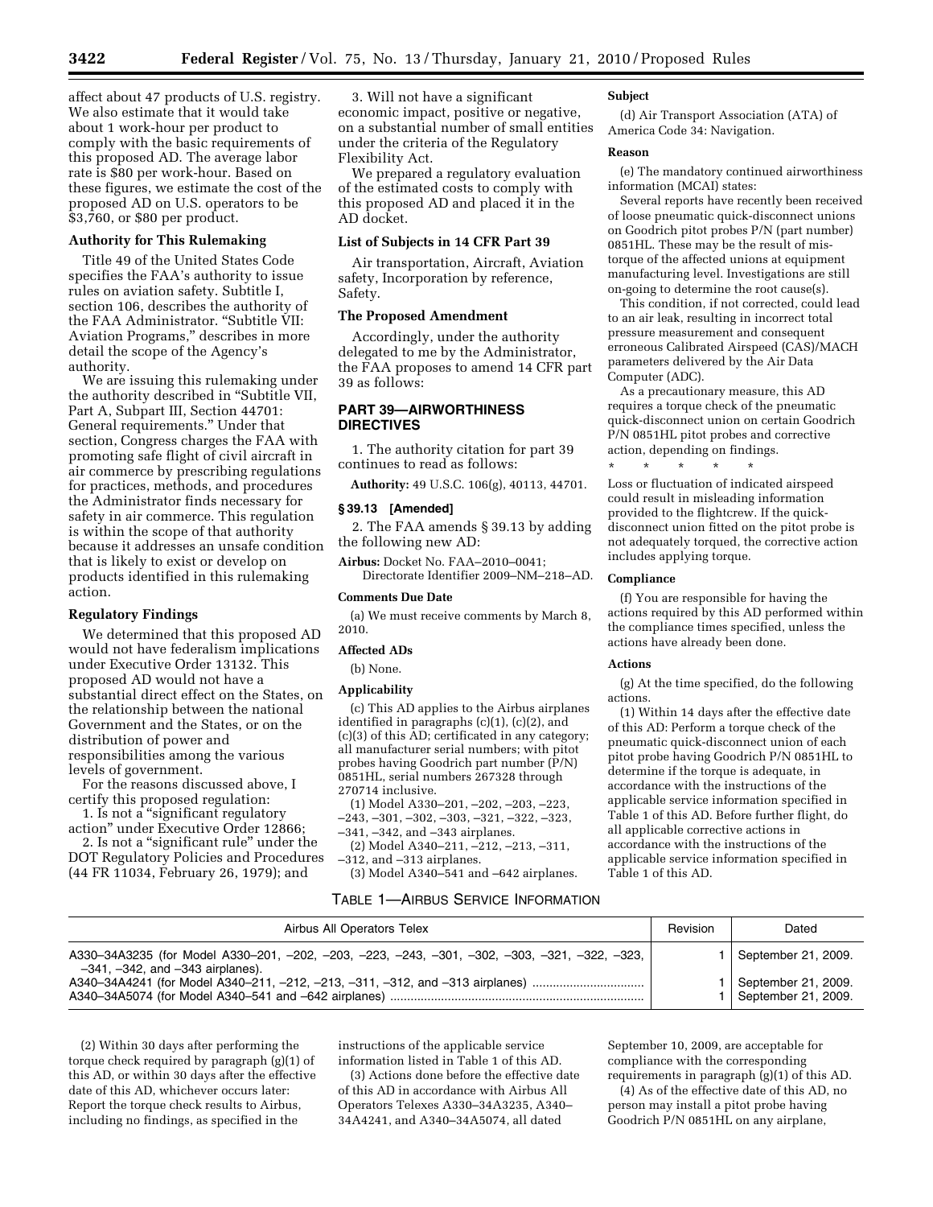affect about 47 products of U.S. registry. We also estimate that it would take about 1 work-hour per product to comply with the basic requirements of this proposed AD. The average labor rate is $80 per work-hour. Based on these figures, we estimate the cost of the proposed AD on U.S. operators to be $3,760, or $80 per product.

### Authority for This Rulemaking

Title 49 of the United States Code specifies the FAA's authority to issue rules on aviation safety. Subtitle I, section 106, describes the authority of the FAA Administrator. "Subtitle VII: Aviation Programs," describes in more detail the scope of the Agency's authority.

We are issuing this rulemaking under the authority described in "Subtitle VII, Part A, Subpart III, Section 44701: General requirements." Under that section, Congress charges the FAA with promoting safe flight of civil aircraft in air commerce by prescribing regulations for practices, methods, and procedures the Administrator finds necessary for safety in air commerce. This regulation is within the scope of that authority because it addresses an unsafe condition that is likely to exist or develop on products identified in this rulemaking action.

### Regulatory Findings

We determined that this proposed AD would not have federalism implications under Executive Order 13132. This proposed AD would not have a substantial direct effect on the States, on the relationship between the national Government and the States, or on the distribution of power and responsibilities among the various levels of government.

For the reasons discussed above, I certify this proposed regulation:

1. Is not a "significant regulatory action" under Executive Order 12866;

2. Is not a "significant rule" under the DOT Regulatory Policies and Procedures (44 FR 11034, February 26, 1979); and

3. Will not have a significant economic impact, positive or negative, on a substantial number of small entities under the criteria of the Regulatory Flexibility Act.

We prepared a regulatory evaluation of the estimated costs to comply with this proposed AD and placed it in the AD docket.

### List of Subjects in 14 CFR Part 39

Air transportation, Aircraft, Aviation safety, Incorporation by reference, Safety.

### The Proposed Amendment

Accordingly, under the authority delegated to me by the Administrator, the FAA proposes to amend 14 CFR part 39 as follows:

## PART 39—AIRWORTHINESS DIRECTIVES

1. The authority citation for part 39 continues to read as follows:

**Authority:** 49 U.S.C. 106(g), 40113, 44701.

### § 39.13 [Amended]

2. The FAA amends § 39.13 by adding the following new AD:

**Airbus:** Docket No. FAA–2010–0041; Directorate Identifier 2009–NM–218–AD.

#### Comments Due Date

(a) We must receive comments by March 8, 2010.

#### Affected ADs

(b) None.

#### Applicability

(c) This AD applies to the Airbus airplanes identified in paragraphs (c)(1), (c)(2), and (c)(3) of this AD; certificated in any category; all manufacturer serial numbers; with pitot probes having Goodrich part number (P/N) 0851HL, serial numbers 267328 through 270714 inclusive.

(1) Model A330–201, –202, –203, –223, –243, –301, –302, –303, –321, –322, –323, –341, –342, and –343 airplanes.

(2) Model A340–211, –212, –213, –311, –312, and –313 airplanes.

(3) Model A340–541 and –642 airplanes.

#### Subject

(d) Air Transport Association (ATA) of America Code 34: Navigation.

#### Reason

(e) The mandatory continued airworthiness information (MCAI) states:

Several reports have recently been received of loose pneumatic quick-disconnect unions on Goodrich pitot probes P/N (part number) 0851HL. These may be the result of mis-torque of the affected unions at equipment manufacturing level. Investigations are still on-going to determine the root cause(s).

This condition, if not corrected, could lead to an air leak, resulting in incorrect total pressure measurement and consequent erroneous Calibrated Airspeed (CAS)/MACH parameters delivered by the Air Data Computer (ADC).

As a precautionary measure, this AD requires a torque check of the pneumatic quick-disconnect union on certain Goodrich P/N 0851HL pitot probes and corrective action, depending on findings.

\* \* \* \* \*

Loss or fluctuation of indicated airspeed could result in misleading information provided to the flightcrew. If the quick-disconnect union fitted on the pitot probe is not adequately torqued, the corrective action includes applying torque.

#### Compliance

(f) You are responsible for having the actions required by this AD performed within the compliance times specified, unless the actions have already been done.

#### Actions

(g) At the time specified, do the following actions.

(1) Within 14 days after the effective date of this AD: Perform a torque check of the pneumatic quick-disconnect union of each pitot probe having Goodrich P/N 0851HL to determine if the torque is adequate, in accordance with the instructions of the applicable service information specified in Table 1 of this AD. Before further flight, do all applicable corrective actions in accordance with the instructions of the applicable service information specified in Table 1 of this AD.

TABLE 1—AIRBUS SERVICE INFORMATION

| Airbus All Operators Telex | Revision | Dated |
|---|---|---|
| A330–34A3235 (for Model A330–201, –202, –203, –223, –243, –301, –302, –303, –321, –322, –323, –341, –342, and –343 airplanes). | 1 | September 21, 2009. |
| A340–34A4241 (for Model A340–211, –212, –213, –311, –312, and –313 airplanes) | 1 | September 21, 2009. |
| A340–34A5074 (for Model A340–541 and –642 airplanes) | 1 | September 21, 2009. |

(2) Within 30 days after performing the torque check required by paragraph (g)(1) of this AD, or within 30 days after the effective date of this AD, whichever occurs later: Report the torque check results to Airbus, including no findings, as specified in the instructions of the applicable service information listed in Table 1 of this AD.

(3) Actions done before the effective date of this AD in accordance with Airbus All Operators Telexes A330–34A3235, A340–34A4241, and A340–34A5074, all dated September 10, 2009, are acceptable for compliance with the corresponding requirements in paragraph (g)(1) of this AD.

(4) As of the effective date of this AD, no person may install a pitot probe having Goodrich P/N 0851HL on any airplane,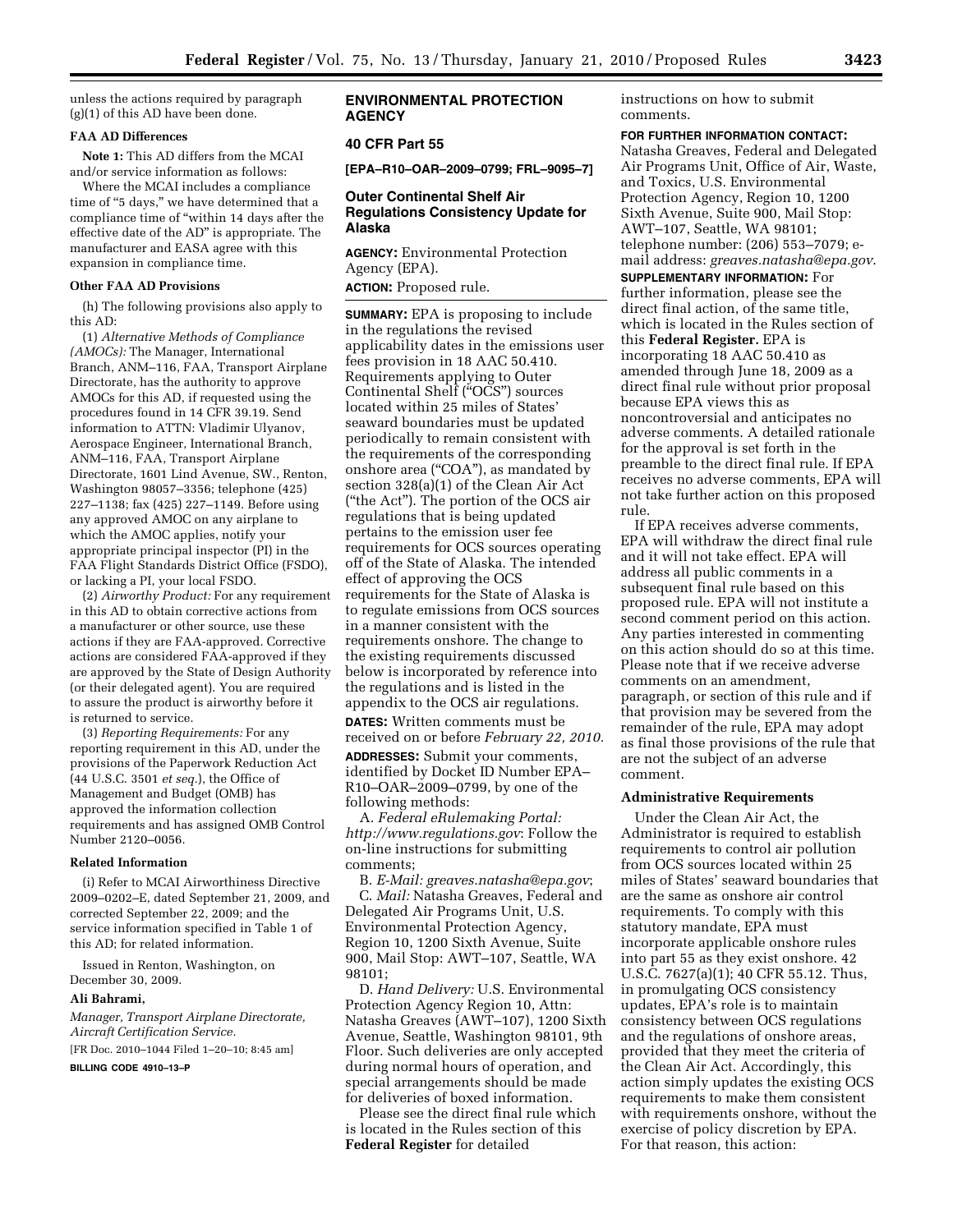unless the actions required by paragraph (g)(1) of this AD have been done.

**FAA AD Differences**

**Note 1:** This AD differs from the MCAI and/or service information as follows:

Where the MCAI includes a compliance time of "5 days," we have determined that a compliance time of "within 14 days after the effective date of the AD" is appropriate. The manufacturer and EASA agree with this expansion in compliance time.

**Other FAA AD Provisions**

(h) The following provisions also apply to this AD:

(1) *Alternative Methods of Compliance (AMOCs):* The Manager, International Branch, ANM–116, FAA, Transport Airplane Directorate, has the authority to approve AMOCs for this AD, if requested using the procedures found in 14 CFR 39.19. Send information to ATTN: Vladimir Ulyanov, Aerospace Engineer, International Branch, ANM–116, FAA, Transport Airplane Directorate, 1601 Lind Avenue, SW., Renton, Washington 98057–3356; telephone (425) 227–1138; fax (425) 227–1149. Before using any approved AMOC on any airplane to which the AMOC applies, notify your appropriate principal inspector (PI) in the FAA Flight Standards District Office (FSDO), or lacking a PI, your local FSDO.

(2) *Airworthy Product:* For any requirement in this AD to obtain corrective actions from a manufacturer or other source, use these actions if they are FAA-approved. Corrective actions are considered FAA-approved if they are approved by the State of Design Authority (or their delegated agent). You are required to assure the product is airworthy before it is returned to service.

(3) *Reporting Requirements:* For any reporting requirement in this AD, under the provisions of the Paperwork Reduction Act (44 U.S.C. 3501 *et seq.*), the Office of Management and Budget (OMB) has approved the information collection requirements and has assigned OMB Control Number 2120–0056.

**Related Information**

(i) Refer to MCAI Airworthiness Directive 2009–0202–E, dated September 21, 2009, and corrected September 22, 2009; and the service information specified in Table 1 of this AD; for related information.

Issued in Renton, Washington, on December 30, 2009.

**Ali Bahrami,**

*Manager, Transport Airplane Directorate, Aircraft Certification Service.*

[FR Doc. 2010–1044 Filed 1–20–10; 8:45 am]

**BILLING CODE 4910–13–P**

## ENVIRONMENTAL PROTECTION AGENCY

## 40 CFR Part 55

**[EPA–R10–OAR–2009–0799; FRL–9095–7]**

## Outer Continental Shelf Air Regulations Consistency Update for Alaska

**AGENCY:** Environmental Protection Agency (EPA).

**ACTION:** Proposed rule.

**SUMMARY:** EPA is proposing to include in the regulations the revised applicability dates in the emissions user fees provision in 18 AAC 50.410. Requirements applying to Outer Continental Shelf ("OCS") sources located within 25 miles of States' seaward boundaries must be updated periodically to remain consistent with the requirements of the corresponding onshore area ("COA"), as mandated by section 328(a)(1) of the Clean Air Act ("the Act"). The portion of the OCS air regulations that is being updated pertains to the emission user fee requirements for OCS sources operating off of the State of Alaska. The intended effect of approving the OCS requirements for the State of Alaska is to regulate emissions from OCS sources in a manner consistent with the requirements onshore. The change to the existing requirements discussed below is incorporated by reference into the regulations and is listed in the appendix to the OCS air regulations.

**DATES:** Written comments must be received on or before *February 22, 2010.*

**ADDRESSES:** Submit your comments, identified by Docket ID Number EPA–R10–OAR–2009–0799, by one of the following methods:

A. *Federal eRulemaking Portal: http://www.regulations.gov*: Follow the on-line instructions for submitting comments;

B. *E-Mail: greaves.natasha@epa.gov*;

C. *Mail:* Natasha Greaves, Federal and Delegated Air Programs Unit, U.S. Environmental Protection Agency, Region 10, 1200 Sixth Avenue, Suite 900, Mail Stop: AWT–107, Seattle, WA 98101;

D. *Hand Delivery:* U.S. Environmental Protection Agency Region 10, Attn: Natasha Greaves (AWT–107), 1200 Sixth Avenue, Seattle, Washington 98101, 9th Floor. Such deliveries are only accepted during normal hours of operation, and special arrangements should be made for deliveries of boxed information.

Please see the direct final rule which is located in the Rules section of this **Federal Register** for detailed instructions on how to submit comments.

**FOR FURTHER INFORMATION CONTACT:** Natasha Greaves, Federal and Delegated Air Programs Unit, Office of Air, Waste, and Toxics, U.S. Environmental Protection Agency, Region 10, 1200 Sixth Avenue, Suite 900, Mail Stop: AWT–107, Seattle, WA 98101; telephone number: (206) 553–7079; e-mail address: *greaves.natasha@epa.gov*.

**SUPPLEMENTARY INFORMATION:** For further information, please see the direct final action, of the same title, which is located in the Rules section of this **Federal Register.** EPA is incorporating 18 AAC 50.410 as amended through June 18, 2009 as a direct final rule without prior proposal because EPA views this as noncontroversial and anticipates no adverse comments. A detailed rationale for the approval is set forth in the preamble to the direct final rule. If EPA receives no adverse comments, EPA will not take further action on this proposed rule.

If EPA receives adverse comments, EPA will withdraw the direct final rule and it will not take effect. EPA will address all public comments in a subsequent final rule based on this proposed rule. EPA will not institute a second comment period on this action. Any parties interested in commenting on this action should do so at this time. Please note that if we receive adverse comments on an amendment, paragraph, or section of this rule and if that provision may be severed from the remainder of the rule, EPA may adopt as final those provisions of the rule that are not the subject of an adverse comment.

**Administrative Requirements**

Under the Clean Air Act, the Administrator is required to establish requirements to control air pollution from OCS sources located within 25 miles of States' seaward boundaries that are the same as onshore air control requirements. To comply with this statutory mandate, EPA must incorporate applicable onshore rules into part 55 as they exist onshore. 42 U.S.C. 7627(a)(1); 40 CFR 55.12. Thus, in promulgating OCS consistency updates, EPA's role is to maintain consistency between OCS regulations and the regulations of onshore areas, provided that they meet the criteria of the Clean Air Act. Accordingly, this action simply updates the existing OCS requirements to make them consistent with requirements onshore, without the exercise of policy discretion by EPA. For that reason, this action: